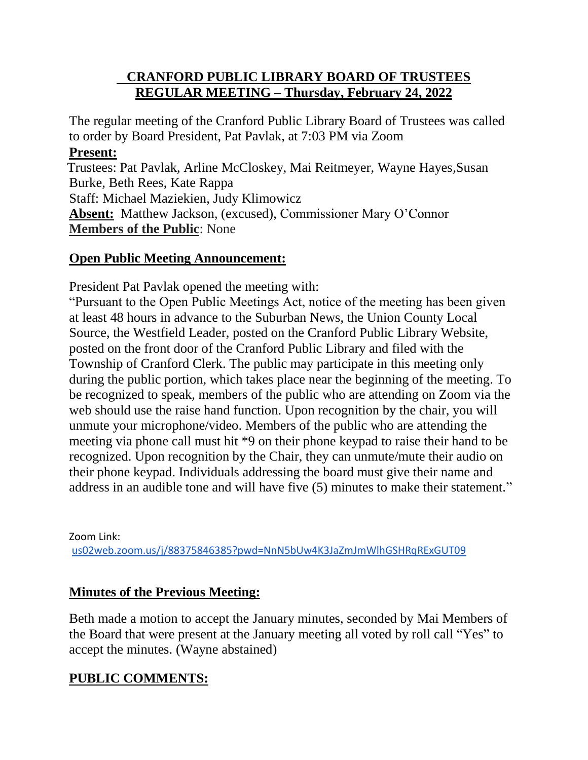# CRANFORD PUBLIC LIBRARY BOARD OF TRUSTEES
# REGULAR MEETING – Thursday, February 24, 2022

The regular meeting of the Cranford Public Library Board of Trustees was called to order by Board President, Pat Pavlak, at 7:03 PM via Zoom

**Present:**

Trustees: Pat Pavlak, Arline McCloskey, Mai Reitmeyer, Wayne Hayes,Susan Burke, Beth Rees, Kate Rappa

Staff: Michael Maziekien, Judy Klimowicz

**Absent:** Matthew Jackson, (excused), Commissioner Mary O'Connor

**Members of the Public**: None

## Open Public Meeting Announcement:

President Pat Pavlak opened the meeting with:

"Pursuant to the Open Public Meetings Act, notice of the meeting has been given at least 48 hours in advance to the Suburban News, the Union County Local Source, the Westfield Leader, posted on the Cranford Public Library Website, posted on the front door of the Cranford Public Library and filed with the Township of Cranford Clerk. The public may participate in this meeting only during the public portion, which takes place near the beginning of the meeting. To be recognized to speak, members of the public who are attending on Zoom via the web should use the raise hand function. Upon recognition by the chair, you will unmute your microphone/video. Members of the public who are attending the meeting via phone call must hit *9 on their phone keypad to raise their hand to be recognized. Upon recognition by the Chair, they can unmute/mute their audio on their phone keypad. Individuals addressing the board must give their name and address in an audible tone and will have five (5) minutes to make their statement."

Zoom Link:
us02web.zoom.us/j/88375846385?pwd=NnN5bUw4K3JaZmJmWlhGSHRqRExGUT09

## Minutes of the Previous Meeting:

Beth made a motion to accept the January minutes, seconded by Mai Members of the Board that were present at the January meeting all voted by roll call "Yes" to accept the minutes. (Wayne abstained)

## PUBLIC COMMENTS: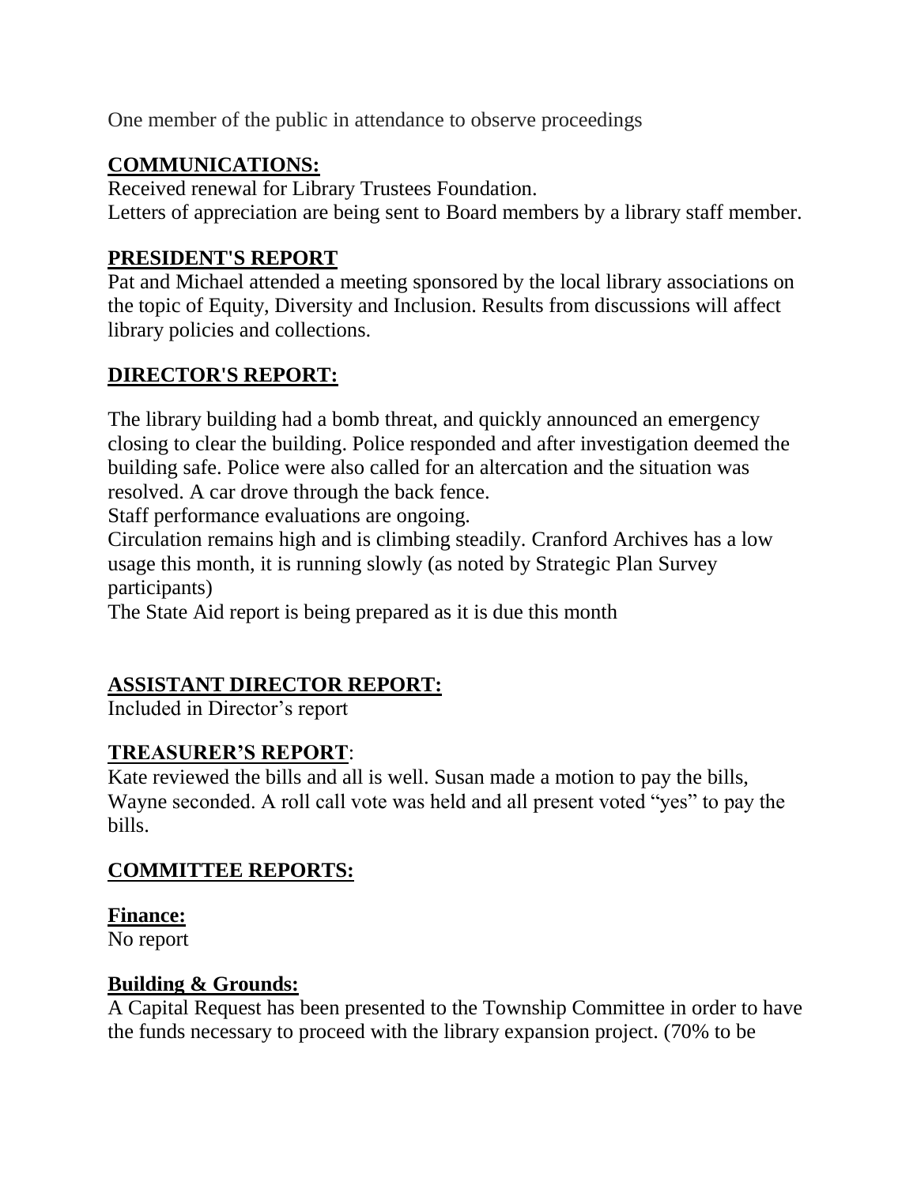One member of the public in attendance to observe proceedings

## COMMUNICATIONS:

Received renewal for Library Trustees Foundation.
Letters of appreciation are being sent to Board members by a library staff member.

## PRESIDENT'S REPORT

Pat and Michael attended a meeting sponsored by the local library associations on the topic of Equity, Diversity and Inclusion. Results from discussions will affect library policies and collections.

## DIRECTOR'S REPORT:

The library building had a bomb threat, and quickly announced an emergency closing to clear the building. Police responded and after investigation deemed the building safe. Police were also called for an altercation and the situation was resolved. A car drove through the back fence.
Staff performance evaluations are ongoing.
Circulation remains high and is climbing steadily. Cranford Archives has a low usage this month, it is running slowly (as noted by Strategic Plan Survey participants)
The State Aid report is being prepared as it is due this month

## ASSISTANT DIRECTOR REPORT:

Included in Director's report

## TREASURER'S REPORT:

Kate reviewed the bills and all is well. Susan made a motion to pay the bills, Wayne seconded. A roll call vote was held and all present voted "yes" to pay the bills.

## COMMITTEE REPORTS:

### Finance:

No report

### Building & Grounds:

A Capital Request has been presented to the Township Committee in order to have the funds necessary to proceed with the library expansion project. (70% to be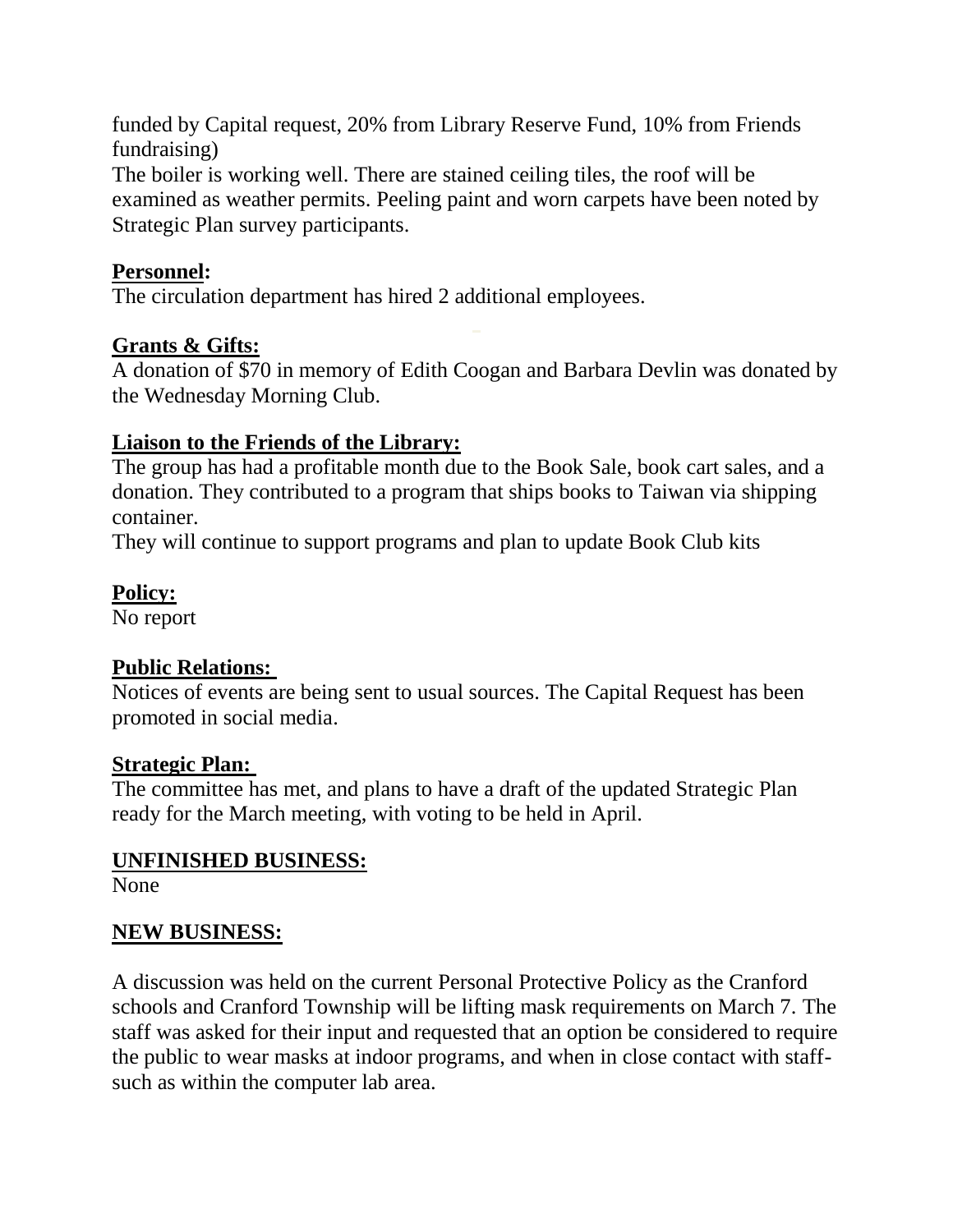funded by Capital request, 20% from Library Reserve Fund, 10% from Friends fundraising)
The boiler is working well. There are stained ceiling tiles, the roof will be examined as weather permits. Peeling paint and worn carpets have been noted by Strategic Plan survey participants.

**Personnel:**
The circulation department has hired 2 additional employees.

**Grants & Gifts:**
A donation of $70 in memory of Edith Coogan and Barbara Devlin was donated by the Wednesday Morning Club.

**Liaison to the Friends of the Library:**
The group has had a profitable month due to the Book Sale, book cart sales, and a donation. They contributed to a program that ships books to Taiwan via shipping container.
They will continue to support programs and plan to update Book Club kits

**Policy:**
No report

**Public Relations:**
Notices of events are being sent to usual sources. The Capital Request has been promoted in social media.

**Strategic Plan:**
The committee has met, and plans to have a draft of the updated Strategic Plan ready for the March meeting, with voting to be held in April.

**UNFINISHED BUSINESS:**
None

**NEW BUSINESS:**

A discussion was held on the current Personal Protective Policy as the Cranford schools and Cranford Township will be lifting mask requirements on March 7. The staff was asked for their input and requested that an option be considered to require the public to wear masks at indoor programs, and when in close contact with staff- such as within the computer lab area.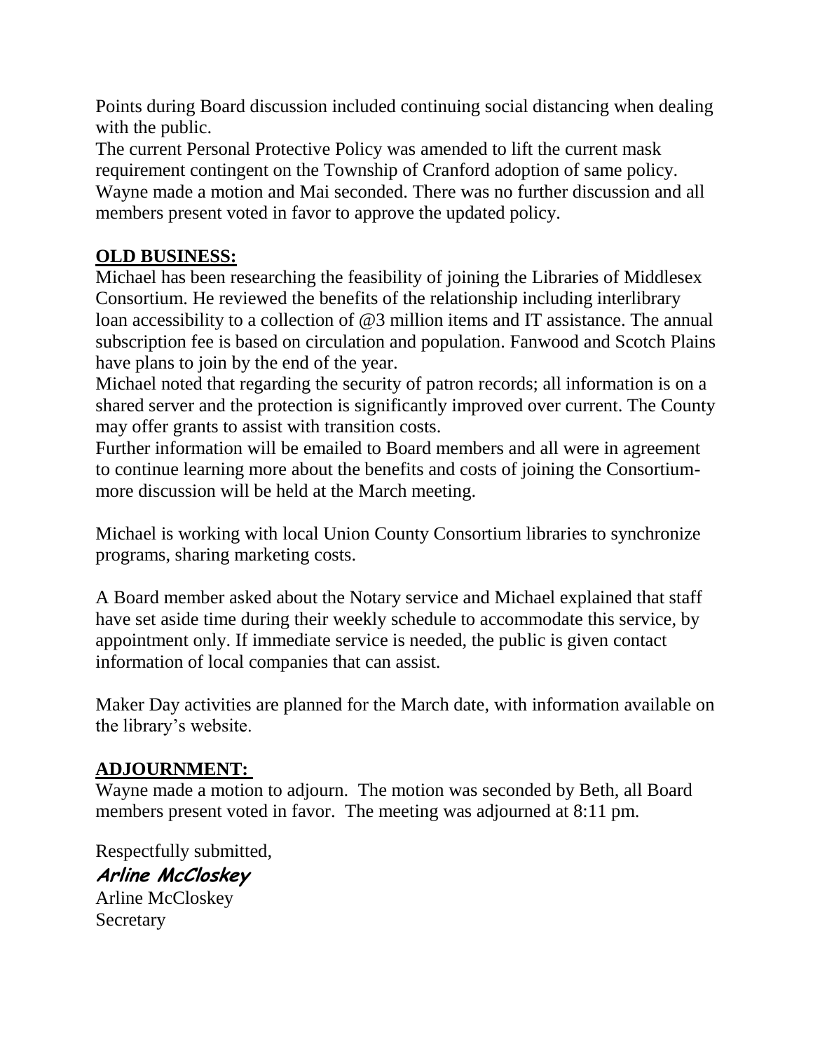Points during Board discussion included continuing social distancing when dealing with the public.
The current Personal Protective Policy was amended to lift the current mask requirement contingent on the Township of Cranford adoption of same policy. Wayne made a motion and Mai seconded. There was no further discussion and all members present voted in favor to approve the updated policy.

**OLD BUSINESS:**
Michael has been researching the feasibility of joining the Libraries of Middlesex Consortium. He reviewed the benefits of the relationship including interlibrary loan accessibility to a collection of @3 million items and IT assistance. The annual subscription fee is based on circulation and population. Fanwood and Scotch Plains have plans to join by the end of the year.
Michael noted that regarding the security of patron records; all information is on a shared server and the protection is significantly improved over current. The County may offer grants to assist with transition costs.
Further information will be emailed to Board members and all were in agreement to continue learning more about the benefits and costs of joining the Consortium- more discussion will be held at the March meeting.

Michael is working with local Union County Consortium libraries to synchronize programs, sharing marketing costs.

A Board member asked about the Notary service and Michael explained that staff have set aside time during their weekly schedule to accommodate this service, by appointment only. If immediate service is needed, the public is given contact information of local companies that can assist.

Maker Day activities are planned for the March date, with information available on the library's website.

**ADJOURNMENT:**
Wayne made a motion to adjourn. The motion was seconded by Beth, all Board members present voted in favor. The meeting was adjourned at 8:11 pm.

Respectfully submitted,
***Arline McCloskey***
Arline McCloskey
Secretary